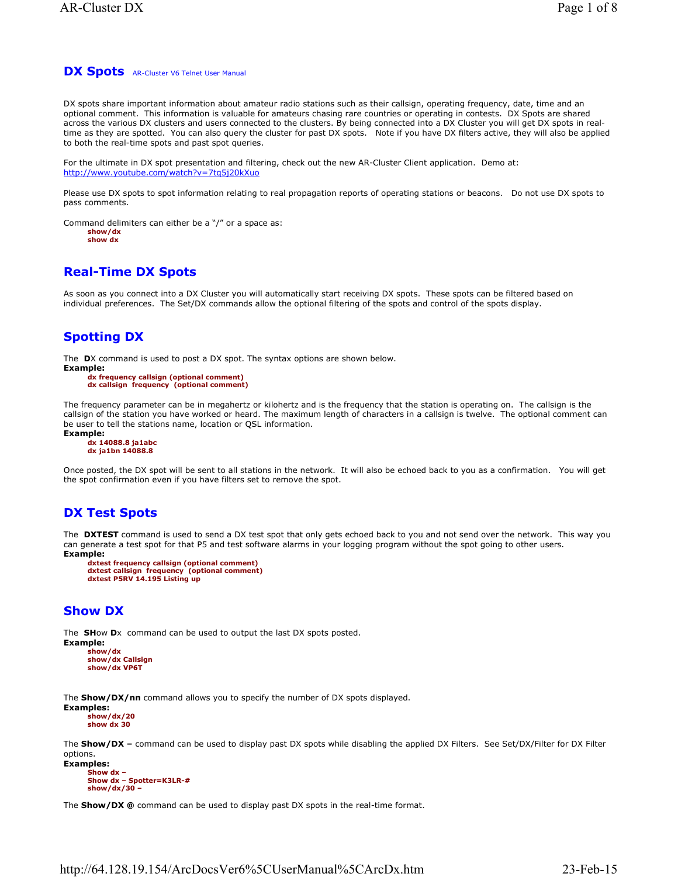# DX Spots

AR-Cluster V6 Telnet User Manual

DX spots share important information about amateur radio stations such as their callsign, operating frequency, date, time and an optional comment. This information is valuable for amateurs chasing rare countries or operating in contests. DX Spots are shared across the various DX clusters and users connected to the clusters. By being connected into a DX Cluster you will get DX spots in real-time as they are spotted. You can also query the cluster for past DX spots. Note if you have DX filters active, they will also be applied to both the real-time spots and past spot queries.

For the ultimate in DX spot presentation and filtering, check out the new AR-Cluster Client application. Demo at: http://www.youtube.com/watch?v=7tq5j20kXuo

Please use DX spots to spot information relating to real propagation reports of operating stations or beacons. Do not use DX spots to pass comments.

Command delimiters can either be a "/" or a space as:

```
show/dx
show dx
```

## Real-Time DX Spots

As soon as you connect into a DX Cluster you will automatically start receiving DX spots. These spots can be filtered based on individual preferences. The Set/DX commands allow the optional filtering of the spots and control of the spots display.

## Spotting DX

The **D**X command is used to post a DX spot. The syntax options are shown below.

**Example:**

```
dx frequency callsign (optional comment)
dx callsign  frequency  (optional comment)
```

The frequency parameter can be in megahertz or kilohertz and is the frequency that the station is operating on. The callsign is the callsign of the station you have worked or heard. The maximum length of characters in a callsign is twelve. The optional comment can be user to tell the stations name, location or QSL information.

**Example:**

```
dx 14088.8 ja1abc
dx ja1bn 14088.8
```

Once posted, the DX spot will be sent to all stations in the network. It will also be echoed back to you as a confirmation. You will get the spot confirmation even if you have filters set to remove the spot.

## DX Test Spots

The **DXTEST** command is used to send a DX test spot that only gets echoed back to you and not send over the network. This way you can generate a test spot for that P5 and test software alarms in your logging program without the spot going to other users.

**Example:**

```
dxtest frequency callsign (optional comment)
dxtest callsign  frequency  (optional comment)
dxtest P5RV 14.195 Listing up
```

## Show DX

The **SH**ow **D**x command can be used to output the last DX spots posted.

**Example:**

```
show/dx
show/dx Callsign
show/dx VP6T
```

The **Show/DX/nn** command allows you to specify the number of DX spots displayed.

**Examples:**

```
show/dx/20
show dx 30
```

The **Show/DX –** command can be used to display past DX spots while disabling the applied DX Filters. See Set/DX/Filter for DX Filter options.

**Examples:**

```
Show dx –
Show dx – Spotter=K3LR-#
show/dx/30 –
```

The **Show/DX @** command can be used to display past DX spots in the real-time format.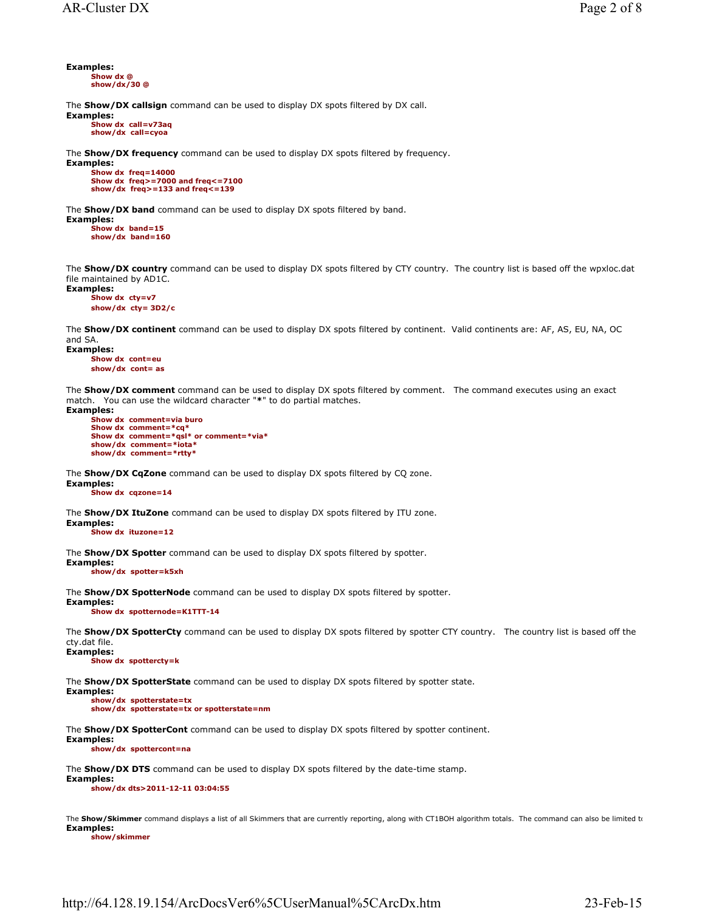**Examples:**

```
Show dx @
show/dx/30 @
```

The **Show/DX callsign** command can be used to display DX spots filtered by DX call.

**Examples:**

```
Show dx  call=v73aq
show/dx  call=cyoa
```

The **Show/DX frequency** command can be used to display DX spots filtered by frequency.

**Examples:**

```
Show dx  freq=14000
Show dx  freq>=7000 and freq<=7100
show/dx  freq>=133 and freq<=139
```

The **Show/DX band** command can be used to display DX spots filtered by band.

**Examples:**

```
Show dx  band=15
show/dx  band=160
```

The **Show/DX country** command can be used to display DX spots filtered by CTY country. The country list is based off the wpxloc.dat file maintained by AD1C.

**Examples:**

```
Show dx  cty=v7
show/dx  cty= 3D2/c
```

The **Show/DX continent** command can be used to display DX spots filtered by continent. Valid continents are: AF, AS, EU, NA, OC and SA.

**Examples:**

```
Show dx  cont=eu
show/dx  cont= as
```

The **Show/DX comment** command can be used to display DX spots filtered by comment. The command executes using an exact match. You can use the wildcard character "**\***" to do partial matches.

**Examples:**

```
Show dx  comment=via buro
Show dx  comment=*cq*
Show dx  comment=*qsl* or comment=*via*
show/dx  comment=*iota*
show/dx  comment=*rtty*
```

The **Show/DX CqZone** command can be used to display DX spots filtered by CQ zone.

**Examples:**

```
Show dx  cqzone=14
```

The **Show/DX ItuZone** command can be used to display DX spots filtered by ITU zone.

**Examples:**

```
Show dx  ituzone=12
```

The **Show/DX Spotter** command can be used to display DX spots filtered by spotter.

**Examples:**

```
show/dx  spotter=k5xh
```

The **Show/DX SpotterNode** command can be used to display DX spots filtered by spotter.

**Examples:**

```
Show dx  spotternode=K1TTT-14
```

The **Show/DX SpotterCty** command can be used to display DX spots filtered by spotter CTY country. The country list is based off the cty.dat file.

**Examples:**

```
Show dx  spottercty=k
```

The **Show/DX SpotterState** command can be used to display DX spots filtered by spotter state.

**Examples:**

```
show/dx  spotterstate=tx
show/dx  spotterstate=tx or spotterstate=nm
```

The **Show/DX SpotterCont** command can be used to display DX spots filtered by spotter continent.

**Examples:**

```
show/dx  spottercont=na
```

The **Show/DX DTS** command can be used to display DX spots filtered by the date-time stamp.

**Examples:**

```
show/dx dts>2011-12-11 03:04:55
```

The **Show/Skimmer** command displays a list of all Skimmers that are currently reporting, along with CT1BOH algorithm totals. The command can also be limited to

**Examples:**

```
show/skimmer
```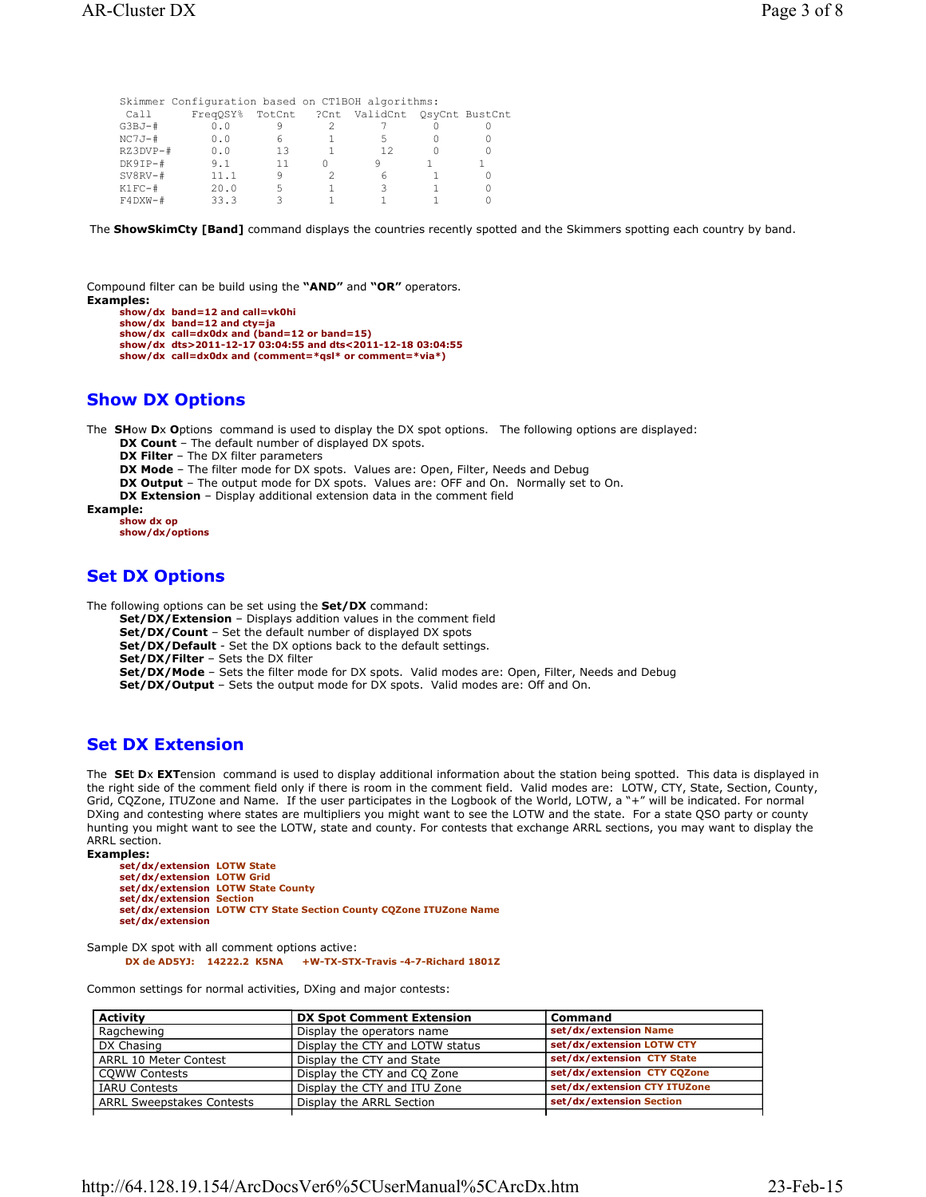```
Skimmer Configuration based on CT1BOH algorithms:
 Call       FreqQSY%  TotCnt   ?Cnt  ValidCnt  QsyCnt BustCnt
G3BJ-#        0.0       9       2       7       0       0
NC7J-#        0.0       6       1       5       0       0
RZ3DVP-#      0.0      13       1      12       0       0
DK9IP-#       9.1      11      0       9       1       1
SV8RV-#      11.1       9       2       6       1       0
K1FC-#       20.0       5       1       3       1       0
F4DXW-#      33.3       3       1       1       1       0
```

The **ShowSkimCty [Band]** command displays the countries recently spotted and the Skimmers spotting each country by band.

Compound filter can be build using the **"AND"** and **"OR"** operators.
**Examples:**

```
show/dx  band=12 and call=vk0hi
show/dx  band=12 and cty=ja
show/dx  call=dx0dx and (band=12 or band=15)
show/dx  dts>2011-12-17 03:04:55 and dts<2011-12-18 03:04:55
show/dx  call=dx0dx and (comment=*qsl* or comment=*via*)
```

## Show DX Options

The **SH**ow **D**x **O**ptions command is used to display the DX spot options. The following options are displayed:

- **DX Count** – The default number of displayed DX spots.
- **DX Filter** – The DX filter parameters
- **DX Mode** – The filter mode for DX spots. Values are: Open, Filter, Needs and Debug
- **DX Output** – The output mode for DX spots. Values are: OFF and On. Normally set to On.
- **DX Extension** – Display additional extension data in the comment field

**Example:**

```
show dx op
show/dx/options
```

## Set DX Options

The following options can be set using the **Set/DX** command:

- **Set/DX/Extension** – Displays addition values in the comment field
- **Set/DX/Count** – Set the default number of displayed DX spots
- **Set/DX/Default** - Set the DX options back to the default settings.
- **Set/DX/Filter** – Sets the DX filter
- **Set/DX/Mode** – Sets the filter mode for DX spots. Valid modes are: Open, Filter, Needs and Debug
- **Set/DX/Output** – Sets the output mode for DX spots. Valid modes are: Off and On.

## Set DX Extension

The **SE**t **D**x **EXT**ension command is used to display additional information about the station being spotted. This data is displayed in the right side of the comment field only if there is room in the comment field. Valid modes are: LOTW, CTY, State, Section, County, Grid, CQZone, ITUZone and Name. If the user participates in the Logbook of the World, LOTW, a "+" will be indicated. For normal DXing and contesting where states are multipliers you might want to see the LOTW and the state. For a state QSO party or county hunting you might want to see the LOTW, state and county. For contests that exchange ARRL sections, you may want to display the ARRL section.

**Examples:**

```
set/dx/extension  LOTW State
set/dx/extension  LOTW Grid
set/dx/extension  LOTW State County
set/dx/extension  Section
set/dx/extension  LOTW CTY State Section County CQZone ITUZone Name
set/dx/extension
```

Sample DX spot with all comment options active:

```
DX de AD5YJ:    14222.2  K5NA     +W-TX-STX-Travis -4-7-Richard 1801Z
```

Common settings for normal activities, DXing and major contests:

| Activity | DX Spot Comment Extension | Command |
|---|---|---|
| Ragchewing | Display the operators name | set/dx/extension Name |
| DX Chasing | Display the CTY and LOTW status | set/dx/extension LOTW CTY |
| ARRL 10 Meter Contest | Display the CTY and State | set/dx/extension CTY State |
| CQWW Contests | Display the CTY and CQ Zone | set/dx/extension CTY CQZone |
| IARU Contests | Display the CTY and ITU Zone | set/dx/extension CTY ITUZone |
| ARRL Sweepstakes Contests | Display the ARRL Section | set/dx/extension Section |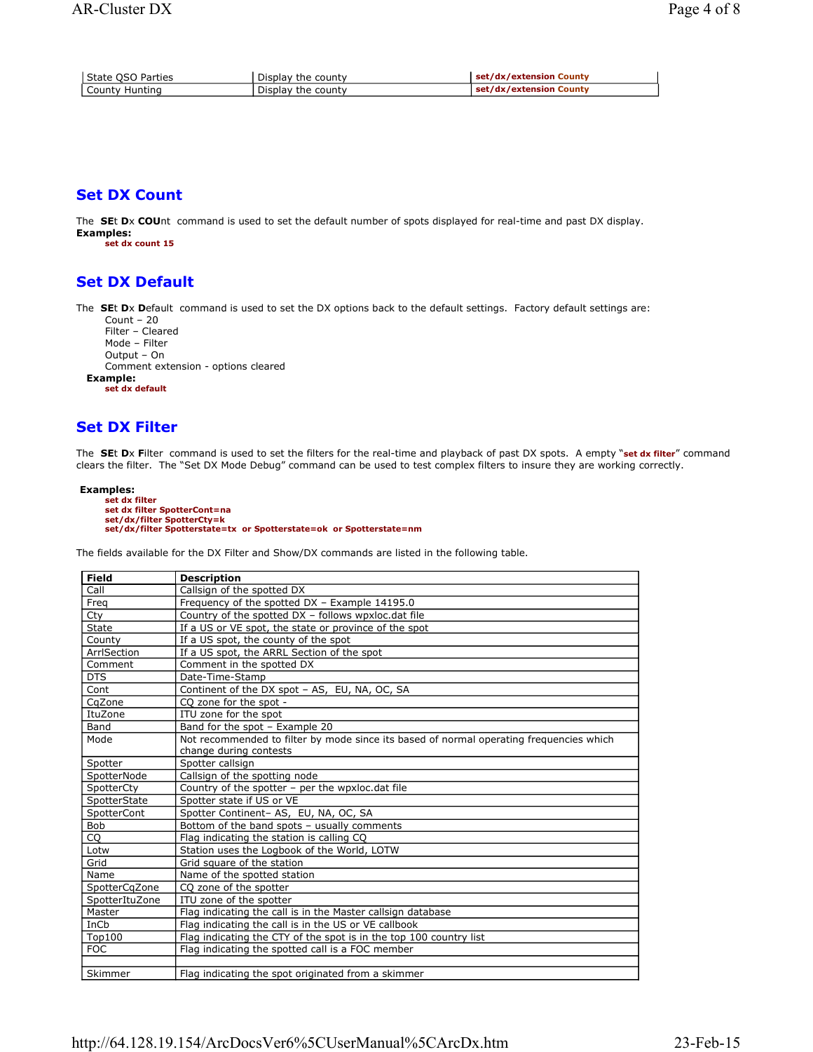| State QSO Parties | Display the county | set/dx/extension County |
|---|---|---|
| County Hunting | Display the county | set/dx/extension County |

## Set DX Count

The **SE**t **D**x **COU**nt command is used to set the default number of spots displayed for real-time and past DX display.

**Examples:**

**set dx count 15**

## Set DX Default

The **SE**t **D**x **D**efault command is used to set the DX options back to the default settings. Factory default settings are:

Count – 20
Filter – Cleared
Mode – Filter
Output – On
Comment extension - options cleared

**Example:**

**set dx default**

## Set DX Filter

The **SE**t **D**x **F**ilter command is used to set the filters for the real-time and playback of past DX spots. A empty "**set dx filter**" command clears the filter. The "Set DX Mode Debug" command can be used to test complex filters to insure they are working correctly.

**Examples:**

**set dx filter**
**set dx filter SpotterCont=na**
**set/dx/filter SpotterCty=k**
**set/dx/filter Spotterstate=tx or Spotterstate=ok or Spotterstate=nm**

The fields available for the DX Filter and Show/DX commands are listed in the following table.

| Field | Description |
|---|---|
| Call | Callsign of the spotted DX |
| Freq | Frequency of the spotted DX – Example 14195.0 |
| Cty | Country of the spotted DX – follows wpxloc.dat file |
| State | If a US or VE spot, the state or province of the spot |
| County | If a US spot, the county of the spot |
| ArrlSection | If a US spot, the ARRL Section of the spot |
| Comment | Comment in the spotted DX |
| DTS | Date-Time-Stamp |
| Cont | Continent of the DX spot – AS, EU, NA, OC, SA |
| CqZone | CQ zone for the spot - |
| ItuZone | ITU zone for the spot |
| Band | Band for the spot – Example 20 |
| Mode | Not recommended to filter by mode since its based of normal operating frequencies which change during contests |
| Spotter | Spotter callsign |
| SpotterNode | Callsign of the spotting node |
| SpotterCty | Country of the spotter – per the wpxloc.dat file |
| SpotterState | Spotter state if US or VE |
| SpotterCont | Spotter Continent– AS, EU, NA, OC, SA |
| Bob | Bottom of the band spots – usually comments |
| CQ | Flag indicating the station is calling CQ |
| Lotw | Station uses the Logbook of the World, LOTW |
| Grid | Grid square of the station |
| Name | Name of the spotted station |
| SpotterCqZone | CQ zone of the spotter |
| SpotterItuZone | ITU zone of the spotter |
| Master | Flag indicating the call is in the Master callsign database |
| InCb | Flag indicating the call is in the US or VE callbook |
| Top100 | Flag indicating the CTY of the spot is in the top 100 country list |
| FOC | Flag indicating the spotted call is a FOC member |
| | |
| Skimmer | Flag indicating the spot originated from a skimmer |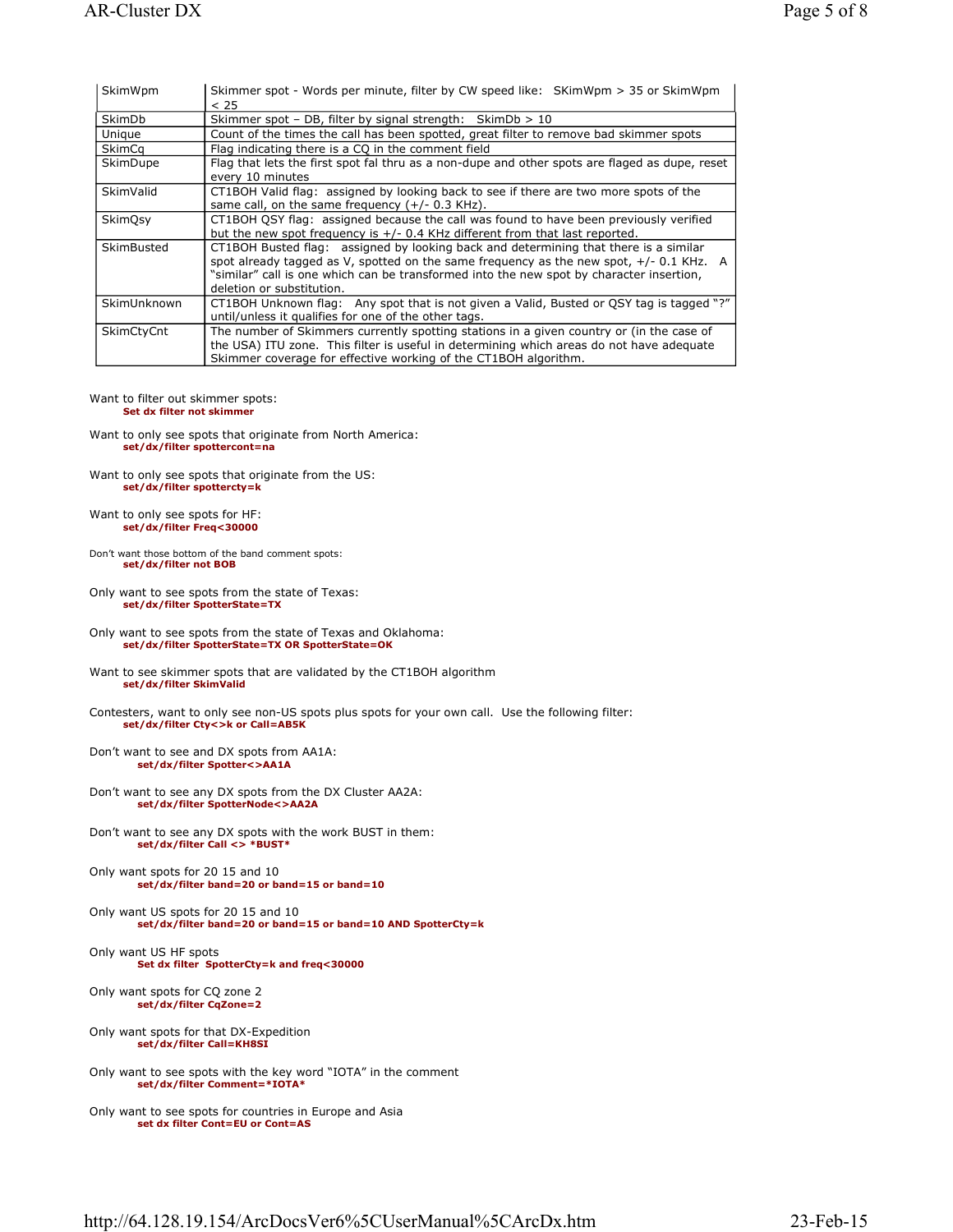| | |
|---|---|
| SkimWpm | Skimmer spot - Words per minute, filter by CW speed like: SKimWpm > 35 or SkimWpm < 25 |
| SkimDb | Skimmer spot – DB, filter by signal strength: SkimDb > 10 |
| Unique | Count of the times the call has been spotted, great filter to remove bad skimmer spots |
| SkimCq | Flag indicating there is a CQ in the comment field |
| SkimDupe | Flag that lets the first spot fal thru as a non-dupe and other spots are flaged as dupe, reset every 10 minutes |
| SkimValid | CT1BOH Valid flag: assigned by looking back to see if there are two more spots of the same call, on the same frequency (+/- 0.3 KHz). |
| SkimQsy | CT1BOH QSY flag: assigned because the call was found to have been previously verified but the new spot frequency is +/- 0.4 KHz different from that last reported. |
| SkimBusted | CT1BOH Busted flag: assigned by looking back and determining that there is a similar spot already tagged as V, spotted on the same frequency as the new spot, +/- 0.1 KHz. A "similar" call is one which can be transformed into the new spot by character insertion, deletion or substitution. |
| SkimUnknown | CT1BOH Unknown flag: Any spot that is not given a Valid, Busted or QSY tag is tagged "?" until/unless it qualifies for one of the other tags. |
| SkimCtyCnt | The number of Skimmers currently spotting stations in a given country or (in the case of the USA) ITU zone. This filter is useful in determining which areas do not have adequate Skimmer coverage for effective working of the CT1BOH algorithm. |

Want to filter out skimmer spots:
**Set dx filter not skimmer**

Want to only see spots that originate from North America:
**set/dx/filter spottercont=na**

Want to only see spots that originate from the US:
**set/dx/filter spottercty=k**

Want to only see spots for HF:
**set/dx/filter Freq<30000**

Don't want those bottom of the band comment spots:
**set/dx/filter not BOB**

Only want to see spots from the state of Texas:
**set/dx/filter SpotterState=TX**

Only want to see spots from the state of Texas and Oklahoma:
**set/dx/filter SpotterState=TX OR SpotterState=OK**

Want to see skimmer spots that are validated by the CT1BOH algorithm
**set/dx/filter SkimValid**

Contesters, want to only see non-US spots plus spots for your own call. Use the following filter:
**set/dx/filter Cty<>k or Call=AB5K**

Don't want to see and DX spots from AA1A:
**set/dx/filter Spotter<>AA1A**

Don't want to see any DX spots from the DX Cluster AA2A:
**set/dx/filter SpotterNode<>AA2A**

Don't want to see any DX spots with the work BUST in them:
**set/dx/filter Call <> *BUST***

Only want spots for 20 15 and 10
**set/dx/filter band=20 or band=15 or band=10**

Only want US spots for 20 15 and 10
**set/dx/filter band=20 or band=15 or band=10 AND SpotterCty=k**

Only want US HF spots
**Set dx filter SpotterCty=k and freq<30000**

Only want spots for CQ zone 2
**set/dx/filter CqZone=2**

Only want spots for that DX-Expedition
**set/dx/filter Call=KH8SI**

Only want to see spots with the key word "IOTA" in the comment
**set/dx/filter Comment=*IOTA***

Only want to see spots for countries in Europe and Asia
**set dx filter Cont=EU or Cont=AS**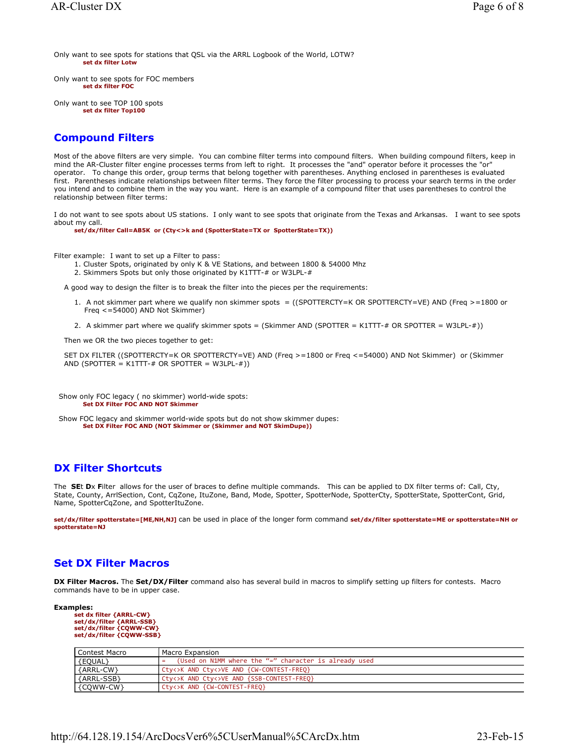Only want to see spots for stations that QSL via the ARRL Logbook of the World, LOTW?

**set dx filter Lotw**

Only want to see spots for FOC members

**set dx filter FOC**

Only want to see TOP 100 spots

**set dx filter Top100**

## Compound Filters

Most of the above filters are very simple. You can combine filter terms into compound filters. When building compound filters, keep in mind the AR-Cluster filter engine processes terms from left to right. It processes the "and" operator before it processes the "or" operator. To change this order, group terms that belong together with parentheses. Anything enclosed in parentheses is evaluated first. Parentheses indicate relationships between filter terms. They force the filter processing to process your search terms in the order you intend and to combine them in the way you want. Here is an example of a compound filter that uses parentheses to control the relationship between filter terms:

I do not want to see spots about US stations. I only want to see spots that originate from the Texas and Arkansas. I want to see spots about my call.

**set/dx/filter Call=AB5K or (Cty<>k and (SpotterState=TX or SpotterState=TX))**

Filter example: I want to set up a Filter to pass:

1. Cluster Spots, originated by only K & VE Stations, and between 1800 & 54000 Mhz
2. Skimmers Spots but only those originated by K1TTT-# or W3LPL-#

A good way to design the filter is to break the filter into the pieces per the requirements:

1. A not skimmer part where we qualify non skimmer spots = ((SPOTTERCTY=K OR SPOTTERCTY=VE) AND (Freq >=1800 or Freq <=54000) AND Not Skimmer)
2. A skimmer part where we qualify skimmer spots = (Skimmer AND (SPOTTER = K1TTT-# OR SPOTTER = W3LPL-#))

Then we OR the two pieces together to get:

SET DX FILTER ((SPOTTERCTY=K OR SPOTTERCTY=VE) AND (Freq >=1800 or Freq <=54000) AND Not Skimmer) or (Skimmer AND (SPOTTER = K1TTT-# OR SPOTTER = W3LPL-#))

Show only FOC legacy ( no skimmer) world-wide spots:

**Set DX Filter FOC AND NOT Skimmer**

Show FOC legacy and skimmer world-wide spots but do not show skimmer dupes:

**Set DX Filter FOC AND (NOT Skimmer or (Skimmer and NOT SkimDupe))**

## DX Filter Shortcuts

The **SE**t **D**x **F**ilter allows for the user of braces to define multiple commands. This can be applied to DX filter terms of: Call, Cty, State, County, ArrlSection, Cont, CqZone, ItuZone, Band, Mode, Spotter, SpotterNode, SpotterCty, SpotterState, SpotterCont, Grid, Name, SpotterCqZone, and SpotterItuZone.

**set/dx/filter spotterstate=[ME,NH,NJ]** can be used in place of the longer form command **set/dx/filter spotterstate=ME or spotterstate=NH or spotterstate=NJ**

## Set DX Filter Macros

**DX Filter Macros.** The **Set/DX/Filter** command also has several build in macros to simplify setting up filters for contests. Macro commands have to be in upper case.

**Examples:**

**set dx filter {ARRL-CW}**
**set/dx/filter {ARRL-SSB}**
**set/dx/filter {CQWW-CW}**
**set/dx/filter {CQWW-SSB}**

| Contest Macro | Macro Expansion |
|---|---|
| {EQUAL} | = (Used on N1MM where the "=" character is already used |
| {ARRL-CW} | Cty<>K AND Cty<>VE AND {CW-CONTEST-FREQ} |
| {ARRL-SSB} | Cty<>K AND Cty<>VE AND {SSB-CONTEST-FREQ} |
| {CQWW-CW} | Cty<>K AND {CW-CONTEST-FREQ} |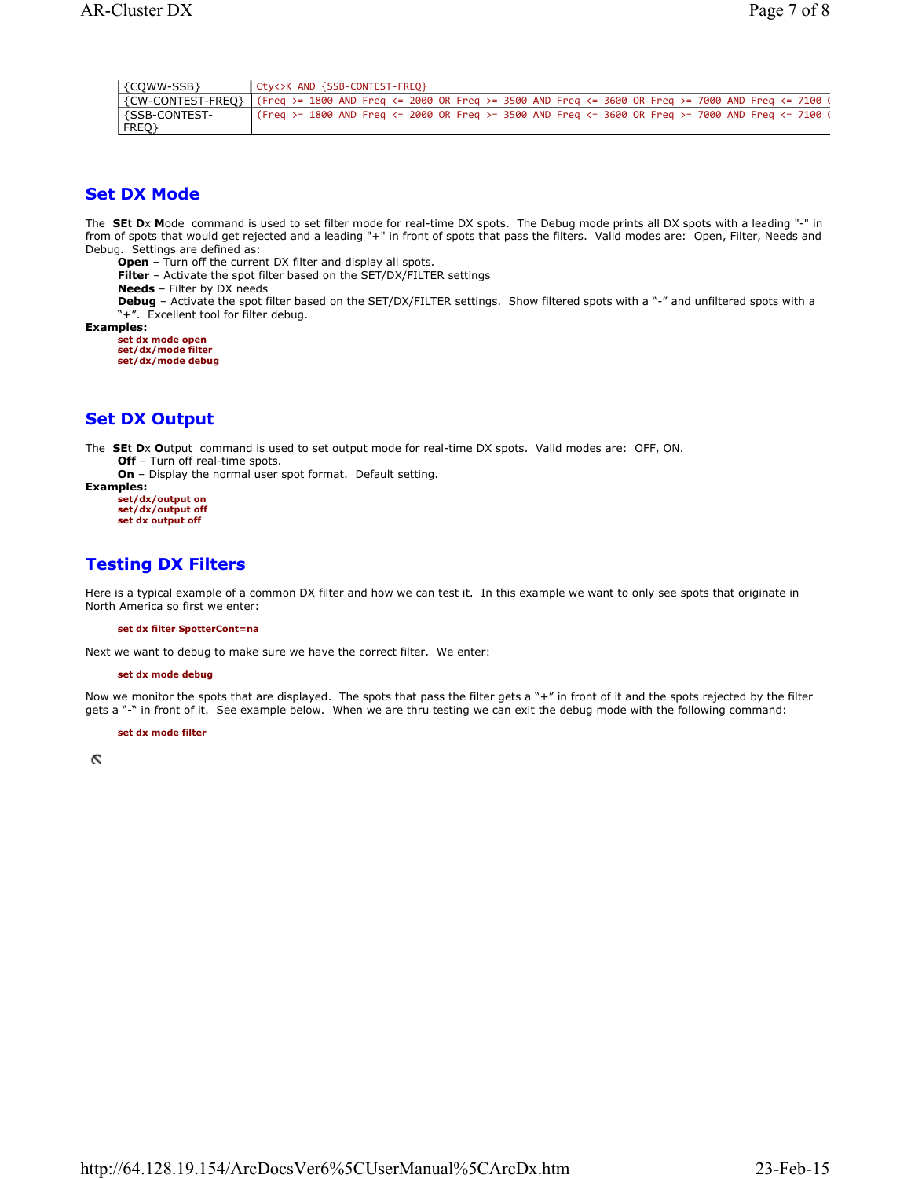| {CQWW-SSB} | Cty<>K AND {SSB-CONTEST-FREQ} |
|---|---|
| {CW-CONTEST-FREQ} | (Freq >= 1800 AND Freq <= 2000 OR Freq >= 3500 AND Freq <= 3600 OR Freq >= 7000 AND Freq <= 7100 ( |
| {SSB-CONTEST-FREQ} | (Freq >= 1800 AND Freq <= 2000 OR Freq >= 3500 AND Freq <= 3600 OR Freq >= 7000 AND Freq <= 7100 ( |

## Set DX Mode

The **SE**t **D**x **M**ode command is used to set filter mode for real-time DX spots. The Debug mode prints all DX spots with a leading "-" in from of spots that would get rejected and a leading "+" in front of spots that pass the filters. Valid modes are: Open, Filter, Needs and Debug. Settings are defined as:

- **Open** – Turn off the current DX filter and display all spots.
- **Filter** – Activate the spot filter based on the SET/DX/FILTER settings
- **Needs** – Filter by DX needs
- **Debug** – Activate the spot filter based on the SET/DX/FILTER settings. Show filtered spots with a "-" and unfiltered spots with a "+". Excellent tool for filter debug.

**Examples:**

```
set dx mode open
set/dx/mode filter
set/dx/mode debug
```

## Set DX Output

The **SE**t **D**x **O**utput command is used to set output mode for real-time DX spots. Valid modes are: OFF, ON.

- **Off** – Turn off real-time spots.
- **On** – Display the normal user spot format. Default setting.

**Examples:**

```
set/dx/output on
set/dx/output off
set dx output off
```

## Testing DX Filters

Here is a typical example of a common DX filter and how we can test it. In this example we want to only see spots that originate in North America so first we enter:

```
set dx filter SpotterCont=na
```

Next we want to debug to make sure we have the correct filter. We enter:

```
set dx mode debug
```

Now we monitor the spots that are displayed. The spots that pass the filter gets a "+" in front of it and the spots rejected by the filter gets a "-" in front of it. See example below. When we are thru testing we can exit the debug mode with the following command:

```
set dx mode filter
```